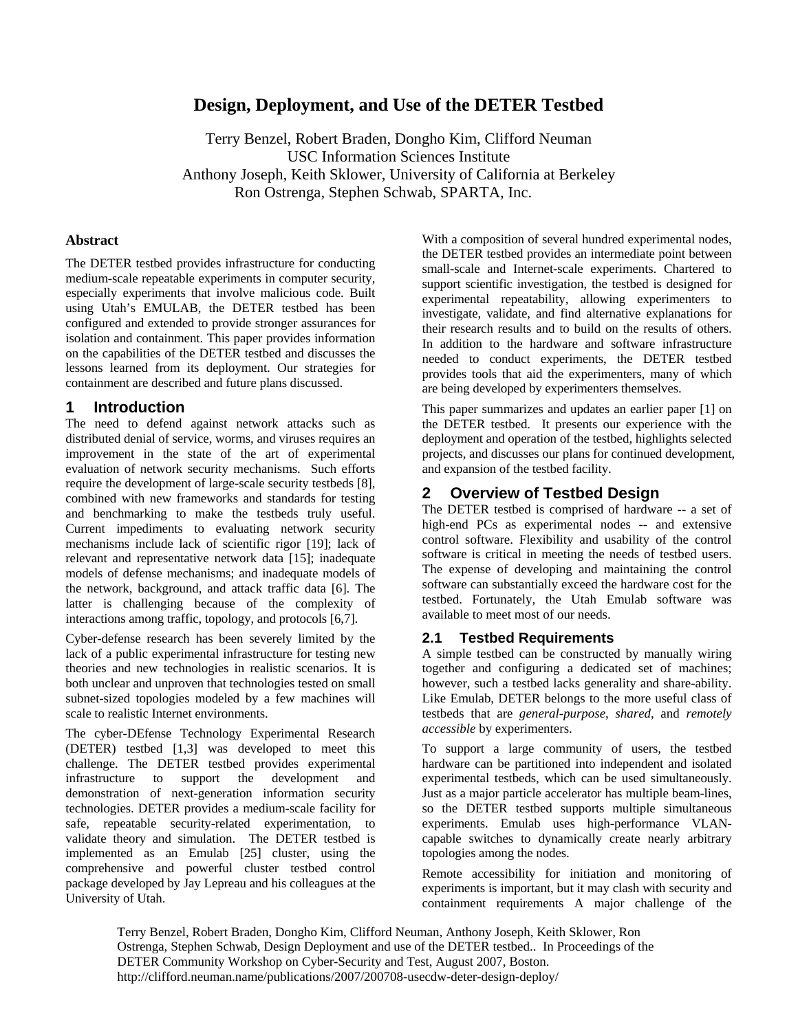# Design, Deployment, and Use of the DETER Testbed

Terry Benzel, Robert Braden, Dongho Kim, Clifford Neuman
USC Information Sciences Institute
Anthony Joseph, Keith Sklower, University of California at Berkeley
Ron Ostrenga, Stephen Schwab, SPARTA, Inc.

### Abstract

The DETER testbed provides infrastructure for conducting medium-scale repeatable experiments in computer security, especially experiments that involve malicious code. Built using Utah's EMULAB, the DETER testbed has been configured and extended to provide stronger assurances for isolation and containment. This paper provides information on the capabilities of the DETER testbed and discusses the lessons learned from its deployment. Our strategies for containment are described and future plans discussed.

## 1 Introduction

The need to defend against network attacks such as distributed denial of service, worms, and viruses requires an improvement in the state of the art of experimental evaluation of network security mechanisms. Such efforts require the development of large-scale security testbeds [8], combined with new frameworks and standards for testing and benchmarking to make the testbeds truly useful. Current impediments to evaluating network security mechanisms include lack of scientific rigor [19]; lack of relevant and representative network data [15]; inadequate models of defense mechanisms; and inadequate models of the network, background, and attack traffic data [6]. The latter is challenging because of the complexity of interactions among traffic, topology, and protocols [6,7].

Cyber-defense research has been severely limited by the lack of a public experimental infrastructure for testing new theories and new technologies in realistic scenarios. It is both unclear and unproven that technologies tested on small subnet-sized topologies modeled by a few machines will scale to realistic Internet environments.

The cyber-DEfense Technology Experimental Research (DETER) testbed [1,3] was developed to meet this challenge. The DETER testbed provides experimental infrastructure to support the development and demonstration of next-generation information security technologies. DETER provides a medium-scale facility for safe, repeatable security-related experimentation, to validate theory and simulation. The DETER testbed is implemented as an Emulab [25] cluster, using the comprehensive and powerful cluster testbed control package developed by Jay Lepreau and his colleagues at the University of Utah.

With a composition of several hundred experimental nodes, the DETER testbed provides an intermediate point between small-scale and Internet-scale experiments. Chartered to support scientific investigation, the testbed is designed for experimental repeatability, allowing experimenters to investigate, validate, and find alternative explanations for their research results and to build on the results of others. In addition to the hardware and software infrastructure needed to conduct experiments, the DETER testbed provides tools that aid the experimenters, many of which are being developed by experimenters themselves.

This paper summarizes and updates an earlier paper [1] on the DETER testbed. It presents our experience with the deployment and operation of the testbed, highlights selected projects, and discusses our plans for continued development, and expansion of the testbed facility.

## 2 Overview of Testbed Design

The DETER testbed is comprised of hardware -- a set of high-end PCs as experimental nodes -- and extensive control software. Flexibility and usability of the control software is critical in meeting the needs of testbed users. The expense of developing and maintaining the control software can substantially exceed the hardware cost for the testbed. Fortunately, the Utah Emulab software was available to meet most of our needs.

### 2.1 Testbed Requirements

A simple testbed can be constructed by manually wiring together and configuring a dedicated set of machines; however, such a testbed lacks generality and share-ability. Like Emulab, DETER belongs to the more useful class of testbeds that are *general-purpose*, *shared*, and *remotely accessible* by experimenters.

To support a large community of users, the testbed hardware can be partitioned into independent and isolated experimental testbeds, which can be used simultaneously. Just as a major particle accelerator has multiple beam-lines, so the DETER testbed supports multiple simultaneous experiments. Emulab uses high-performance VLAN-capable switches to dynamically create nearly arbitrary topologies among the nodes.

Remote accessibility for initiation and monitoring of experiments is important, but it may clash with security and containment requirements A major challenge of the

Terry Benzel, Robert Braden, Dongho Kim, Clifford Neuman, Anthony Joseph, Keith Sklower, Ron Ostrenga, Stephen Schwab, Design Deployment and use of the DETER testbed.. In Proceedings of the DETER Community Workshop on Cyber-Security and Test, August 2007, Boston.
http://clifford.neuman.name/publications/2007/200708-usecdw-deter-design-deploy/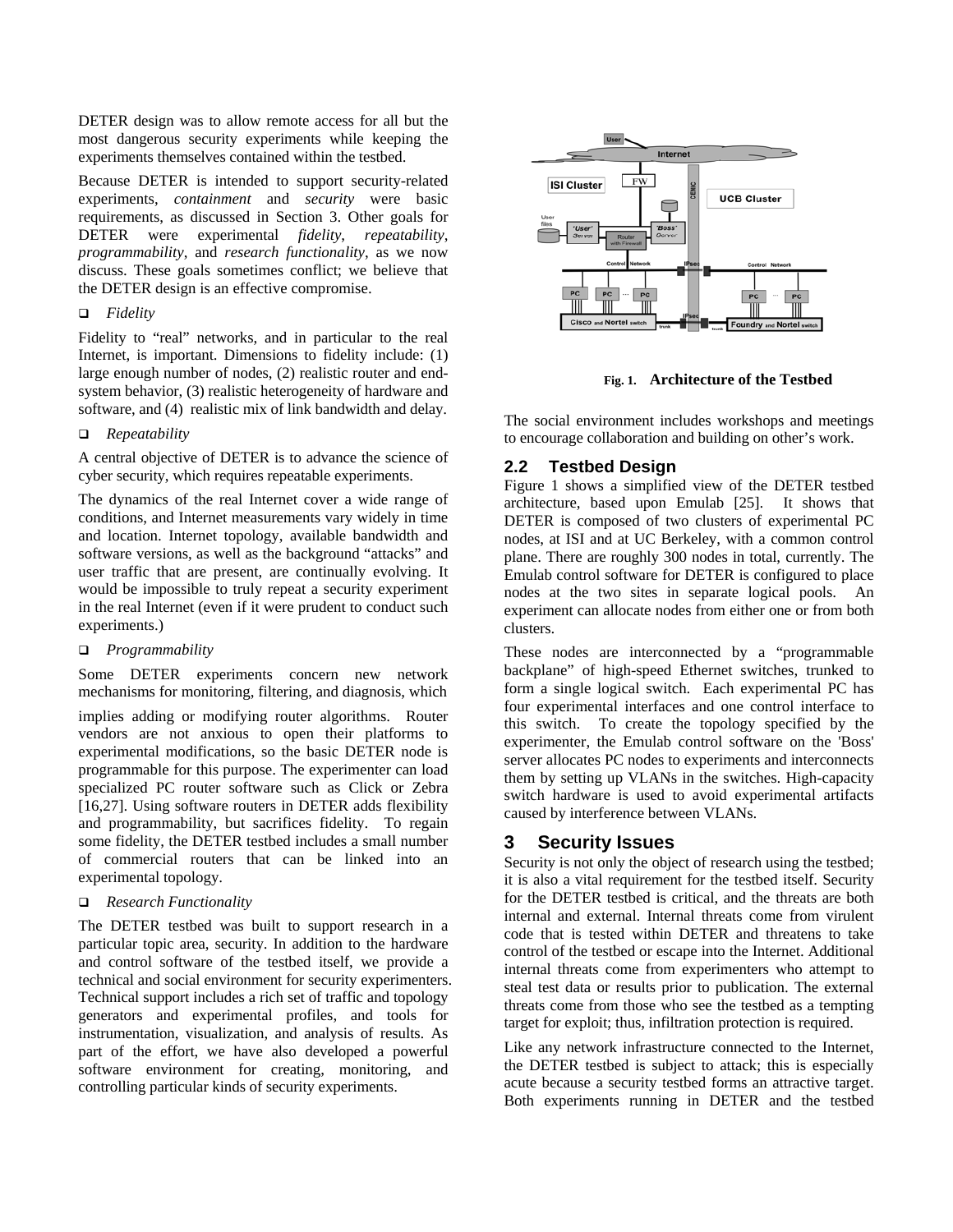DETER design was to allow remote access for all but the most dangerous security experiments while keeping the experiments themselves contained within the testbed.

Because DETER is intended to support security-related experiments, *containment* and *security* were basic requirements, as discussed in Section 3. Other goals for DETER were experimental *fidelity*, *repeatability*, *programmability*, and *research functionality*, as we now discuss. These goals sometimes conflict; we believe that the DETER design is an effective compromise.

- *Fidelity*

Fidelity to "real" networks, and in particular to the real Internet, is important. Dimensions to fidelity include: (1) large enough number of nodes, (2) realistic router and end-system behavior, (3) realistic heterogeneity of hardware and software, and (4) realistic mix of link bandwidth and delay.

- *Repeatability*

A central objective of DETER is to advance the science of cyber security, which requires repeatable experiments.

The dynamics of the real Internet cover a wide range of conditions, and Internet measurements vary widely in time and location. Internet topology, available bandwidth and software versions, as well as the background "attacks" and user traffic that are present, are continually evolving. It would be impossible to truly repeat a security experiment in the real Internet (even if it were prudent to conduct such experiments.)

- *Programmability*

Some DETER experiments concern new network mechanisms for monitoring, filtering, and diagnosis, which implies adding or modifying router algorithms. Router vendors are not anxious to open their platforms to experimental modifications, so the basic DETER node is programmable for this purpose. The experimenter can load specialized PC router software such as Click or Zebra [16,27]. Using software routers in DETER adds flexibility and programmability, but sacrifices fidelity. To regain some fidelity, the DETER testbed includes a small number of commercial routers that can be linked into an experimental topology.

- *Research Functionality*

The DETER testbed was built to support research in a particular topic area, security. In addition to the hardware and control software of the testbed itself, we provide a technical and social environment for security experimenters. Technical support includes a rich set of traffic and topology generators and experimental profiles, and tools for instrumentation, visualization, and analysis of results. As part of the effort, we have also developed a powerful software environment for creating, monitoring, and controlling particular kinds of security experiments.

Fig. 1. **Architecture of the Testbed**

The social environment includes workshops and meetings to encourage collaboration and building on other's work.

## 2.2 Testbed Design

Figure 1 shows a simplified view of the DETER testbed architecture, based upon Emulab [25]. It shows that DETER is composed of two clusters of experimental PC nodes, at ISI and at UC Berkeley, with a common control plane. There are roughly 300 nodes in total, currently. The Emulab control software for DETER is configured to place nodes at the two sites in separate logical pools. An experiment can allocate nodes from either one or from both clusters.

These nodes are interconnected by a "programmable backplane" of high-speed Ethernet switches, trunked to form a single logical switch. Each experimental PC has four experimental interfaces and one control interface to this switch. To create the topology specified by the experimenter, the Emulab control software on the 'Boss' server allocates PC nodes to experiments and interconnects them by setting up VLANs in the switches. High-capacity switch hardware is used to avoid experimental artifacts caused by interference between VLANs.

# 3 Security Issues

Security is not only the object of research using the testbed; it is also a vital requirement for the testbed itself. Security for the DETER testbed is critical, and the threats are both internal and external. Internal threats come from virulent code that is tested within DETER and threatens to take control of the testbed or escape into the Internet. Additional internal threats come from experimenters who attempt to steal test data or results prior to publication. The external threats come from those who see the testbed as a tempting target for exploit; thus, infiltration protection is required.

Like any network infrastructure connected to the Internet, the DETER testbed is subject to attack; this is especially acute because a security testbed forms an attractive target. Both experiments running in DETER and the testbed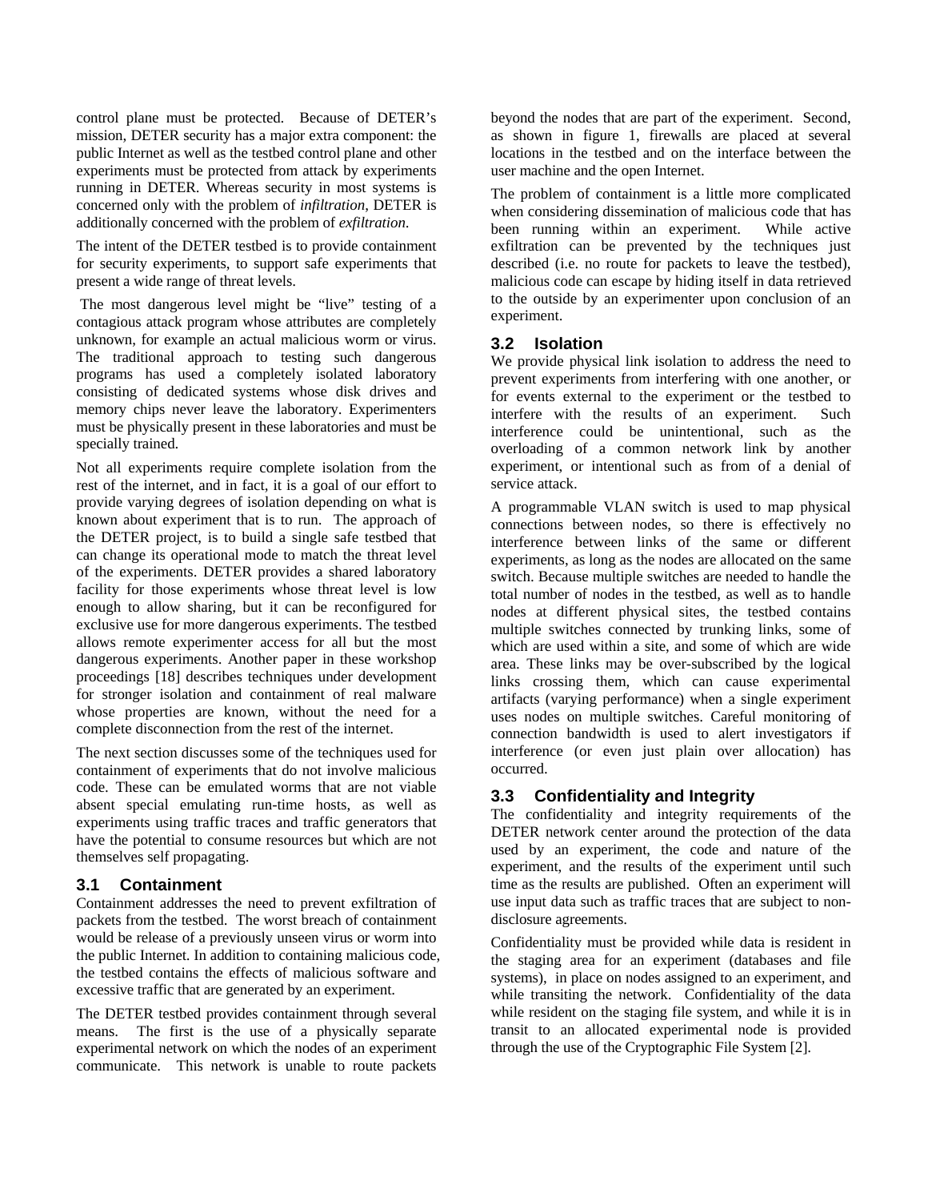control plane must be protected. Because of DETER's mission, DETER security has a major extra component: the public Internet as well as the testbed control plane and other experiments must be protected from attack by experiments running in DETER. Whereas security in most systems is concerned only with the problem of *infiltration*, DETER is additionally concerned with the problem of *exfiltration*.

The intent of the DETER testbed is to provide containment for security experiments, to support safe experiments that present a wide range of threat levels.

The most dangerous level might be "live" testing of a contagious attack program whose attributes are completely unknown, for example an actual malicious worm or virus. The traditional approach to testing such dangerous programs has used a completely isolated laboratory consisting of dedicated systems whose disk drives and memory chips never leave the laboratory. Experimenters must be physically present in these laboratories and must be specially trained.

Not all experiments require complete isolation from the rest of the internet, and in fact, it is a goal of our effort to provide varying degrees of isolation depending on what is known about experiment that is to run. The approach of the DETER project, is to build a single safe testbed that can change its operational mode to match the threat level of the experiments. DETER provides a shared laboratory facility for those experiments whose threat level is low enough to allow sharing, but it can be reconfigured for exclusive use for more dangerous experiments. The testbed allows remote experimenter access for all but the most dangerous experiments. Another paper in these workshop proceedings [18] describes techniques under development for stronger isolation and containment of real malware whose properties are known, without the need for a complete disconnection from the rest of the internet.

The next section discusses some of the techniques used for containment of experiments that do not involve malicious code. These can be emulated worms that are not viable absent special emulating run-time hosts, as well as experiments using traffic traces and traffic generators that have the potential to consume resources but which are not themselves self propagating.

### 3.1 Containment

Containment addresses the need to prevent exfiltration of packets from the testbed. The worst breach of containment would be release of a previously unseen virus or worm into the public Internet. In addition to containing malicious code, the testbed contains the effects of malicious software and excessive traffic that are generated by an experiment.

The DETER testbed provides containment through several means. The first is the use of a physically separate experimental network on which the nodes of an experiment communicate. This network is unable to route packets beyond the nodes that are part of the experiment. Second, as shown in figure 1, firewalls are placed at several locations in the testbed and on the interface between the user machine and the open Internet.

The problem of containment is a little more complicated when considering dissemination of malicious code that has been running within an experiment. While active exfiltration can be prevented by the techniques just described (i.e. no route for packets to leave the testbed), malicious code can escape by hiding itself in data retrieved to the outside by an experimenter upon conclusion of an experiment.

### 3.2 Isolation

We provide physical link isolation to address the need to prevent experiments from interfering with one another, or for events external to the experiment or the testbed to interfere with the results of an experiment. Such interference could be unintentional, such as the overloading of a common network link by another experiment, or intentional such as from of a denial of service attack.

A programmable VLAN switch is used to map physical connections between nodes, so there is effectively no interference between links of the same or different experiments, as long as the nodes are allocated on the same switch. Because multiple switches are needed to handle the total number of nodes in the testbed, as well as to handle nodes at different physical sites, the testbed contains multiple switches connected by trunking links, some of which are used within a site, and some of which are wide area. These links may be over-subscribed by the logical links crossing them, which can cause experimental artifacts (varying performance) when a single experiment uses nodes on multiple switches. Careful monitoring of connection bandwidth is used to alert investigators if interference (or even just plain over allocation) has occurred.

### 3.3 Confidentiality and Integrity

The confidentiality and integrity requirements of the DETER network center around the protection of the data used by an experiment, the code and nature of the experiment, and the results of the experiment until such time as the results are published. Often an experiment will use input data such as traffic traces that are subject to non-disclosure agreements.

Confidentiality must be provided while data is resident in the staging area for an experiment (databases and file systems), in place on nodes assigned to an experiment, and while transiting the network. Confidentiality of the data while resident on the staging file system, and while it is in transit to an allocated experimental node is provided through the use of the Cryptographic File System [2].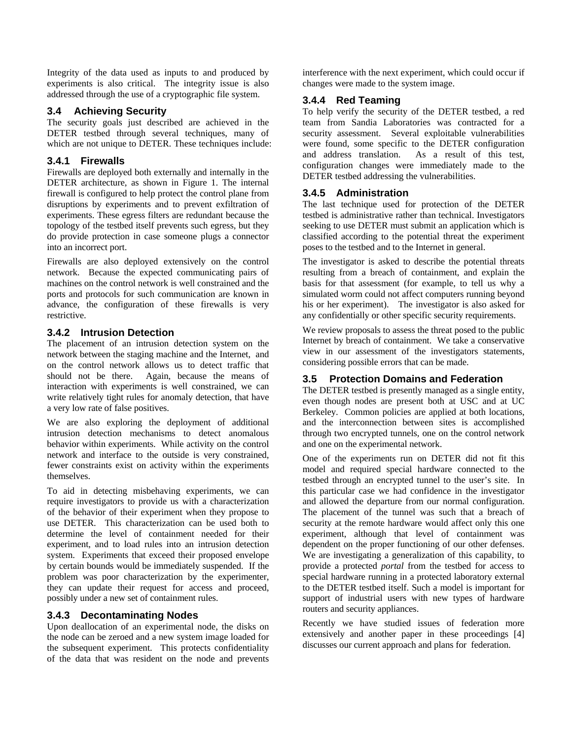Integrity of the data used as inputs to and produced by experiments is also critical. The integrity issue is also addressed through the use of a cryptographic file system.

## 3.4 Achieving Security

The security goals just described are achieved in the DETER testbed through several techniques, many of which are not unique to DETER. These techniques include:

### 3.4.1 Firewalls

Firewalls are deployed both externally and internally in the DETER architecture, as shown in Figure 1. The internal firewall is configured to help protect the control plane from disruptions by experiments and to prevent exfiltration of experiments. These egress filters are redundant because the topology of the testbed itself prevents such egress, but they do provide protection in case someone plugs a connector into an incorrect port.

Firewalls are also deployed extensively on the control network. Because the expected communicating pairs of machines on the control network is well constrained and the ports and protocols for such communication are known in advance, the configuration of these firewalls is very restrictive.

### 3.4.2 Intrusion Detection

The placement of an intrusion detection system on the network between the staging machine and the Internet, and on the control network allows us to detect traffic that should not be there. Again, because the means of interaction with experiments is well constrained, we can write relatively tight rules for anomaly detection, that have a very low rate of false positives.

We are also exploring the deployment of additional intrusion detection mechanisms to detect anomalous behavior within experiments. While activity on the control network and interface to the outside is very constrained, fewer constraints exist on activity within the experiments themselves.

To aid in detecting misbehaving experiments, we can require investigators to provide us with a characterization of the behavior of their experiment when they propose to use DETER. This characterization can be used both to determine the level of containment needed for their experiment, and to load rules into an intrusion detection system. Experiments that exceed their proposed envelope by certain bounds would be immediately suspended. If the problem was poor characterization by the experimenter, they can update their request for access and proceed, possibly under a new set of containment rules.

### 3.4.3 Decontaminating Nodes

Upon deallocation of an experimental node, the disks on the node can be zeroed and a new system image loaded for the subsequent experiment. This protects confidentiality of the data that was resident on the node and prevents interference with the next experiment, which could occur if changes were made to the system image.

### 3.4.4 Red Teaming

To help verify the security of the DETER testbed, a red team from Sandia Laboratories was contracted for a security assessment. Several exploitable vulnerabilities were found, some specific to the DETER configuration and address translation. As a result of this test, configuration changes were immediately made to the DETER testbed addressing the vulnerabilities.

### 3.4.5 Administration

The last technique used for protection of the DETER testbed is administrative rather than technical. Investigators seeking to use DETER must submit an application which is classified according to the potential threat the experiment poses to the testbed and to the Internet in general.

The investigator is asked to describe the potential threats resulting from a breach of containment, and explain the basis for that assessment (for example, to tell us why a simulated worm could not affect computers running beyond his or her experiment). The investigator is also asked for any confidentially or other specific security requirements.

We review proposals to assess the threat posed to the public Internet by breach of containment. We take a conservative view in our assessment of the investigators statements, considering possible errors that can be made.

## 3.5 Protection Domains and Federation

The DETER testbed is presently managed as a single entity, even though nodes are present both at USC and at UC Berkeley. Common policies are applied at both locations, and the interconnection between sites is accomplished through two encrypted tunnels, one on the control network and one on the experimental network.

One of the experiments run on DETER did not fit this model and required special hardware connected to the testbed through an encrypted tunnel to the user's site. In this particular case we had confidence in the investigator and allowed the departure from our normal configuration. The placement of the tunnel was such that a breach of security at the remote hardware would affect only this one experiment, although that level of containment was dependent on the proper functioning of our other defenses. We are investigating a generalization of this capability, to provide a protected *portal* from the testbed for access to special hardware running in a protected laboratory external to the DETER testbed itself. Such a model is important for support of industrial users with new types of hardware routers and security appliances.

Recently we have studied issues of federation more extensively and another paper in these proceedings [4] discusses our current approach and plans for federation.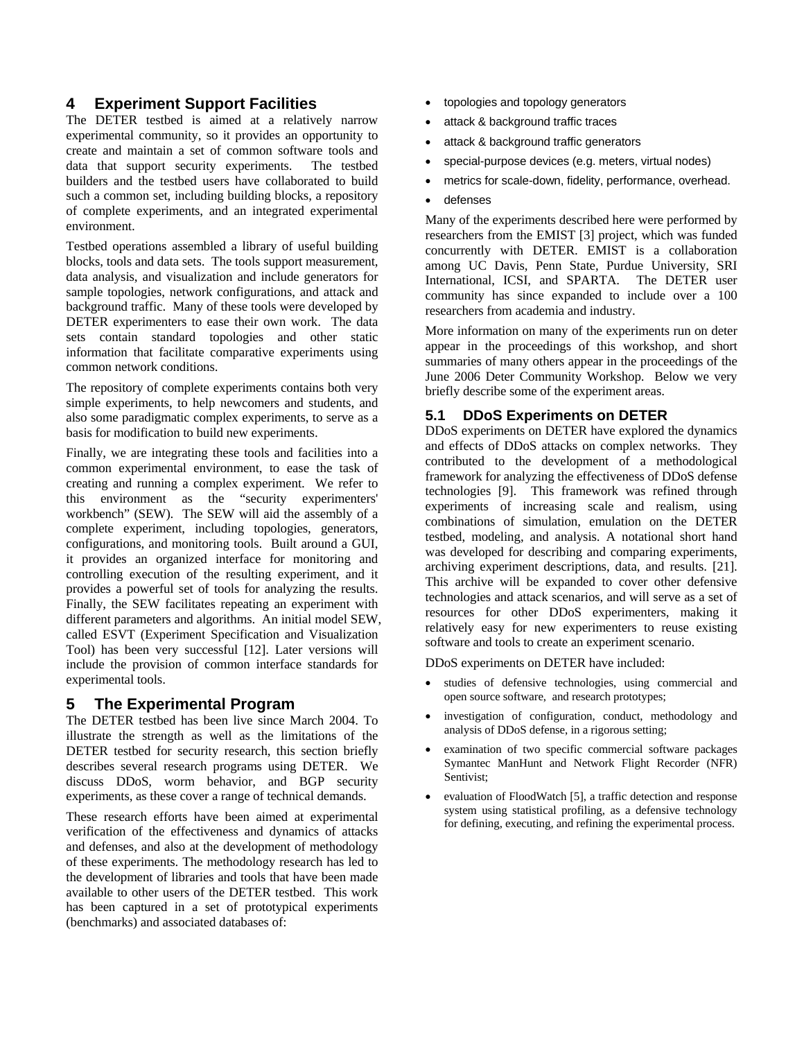## 4 Experiment Support Facilities

The DETER testbed is aimed at a relatively narrow experimental community, so it provides an opportunity to create and maintain a set of common software tools and data that support security experiments. The testbed builders and the testbed users have collaborated to build such a common set, including building blocks, a repository of complete experiments, and an integrated experimental environment.

Testbed operations assembled a library of useful building blocks, tools and data sets. The tools support measurement, data analysis, and visualization and include generators for sample topologies, network configurations, and attack and background traffic. Many of these tools were developed by DETER experimenters to ease their own work. The data sets contain standard topologies and other static information that facilitate comparative experiments using common network conditions.

The repository of complete experiments contains both very simple experiments, to help newcomers and students, and also some paradigmatic complex experiments, to serve as a basis for modification to build new experiments.

Finally, we are integrating these tools and facilities into a common experimental environment, to ease the task of creating and running a complex experiment. We refer to this environment as the "security experimenters' workbench" (SEW). The SEW will aid the assembly of a complete experiment, including topologies, generators, configurations, and monitoring tools. Built around a GUI, it provides an organized interface for monitoring and controlling execution of the resulting experiment, and it provides a powerful set of tools for analyzing the results. Finally, the SEW facilitates repeating an experiment with different parameters and algorithms. An initial model SEW, called ESVT (Experiment Specification and Visualization Tool) has been very successful [12]. Later versions will include the provision of common interface standards for experimental tools.

## 5 The Experimental Program

The DETER testbed has been live since March 2004. To illustrate the strength as well as the limitations of the DETER testbed for security research, this section briefly describes several research programs using DETER. We discuss DDoS, worm behavior, and BGP security experiments, as these cover a range of technical demands.

These research efforts have been aimed at experimental verification of the effectiveness and dynamics of attacks and defenses, and also at the development of methodology of these experiments. The methodology research has led to the development of libraries and tools that have been made available to other users of the DETER testbed. This work has been captured in a set of prototypical experiments (benchmarks) and associated databases of:

- topologies and topology generators
- attack & background traffic traces
- attack & background traffic generators
- special-purpose devices (e.g. meters, virtual nodes)
- metrics for scale-down, fidelity, performance, overhead.
- defenses

Many of the experiments described here were performed by researchers from the EMIST [3] project, which was funded concurrently with DETER. EMIST is a collaboration among UC Davis, Penn State, Purdue University, SRI International, ICSI, and SPARTA. The DETER user community has since expanded to include over a 100 researchers from academia and industry.

More information on many of the experiments run on deter appear in the proceedings of this workshop, and short summaries of many others appear in the proceedings of the June 2006 Deter Community Workshop. Below we very briefly describe some of the experiment areas.

### 5.1 DDoS Experiments on DETER

DDoS experiments on DETER have explored the dynamics and effects of DDoS attacks on complex networks. They contributed to the development of a methodological framework for analyzing the effectiveness of DDoS defense technologies [9]. This framework was refined through experiments of increasing scale and realism, using combinations of simulation, emulation on the DETER testbed, modeling, and analysis. A notational short hand was developed for describing and comparing experiments, archiving experiment descriptions, data, and results. [21]. This archive will be expanded to cover other defensive technologies and attack scenarios, and will serve as a set of resources for other DDoS experimenters, making it relatively easy for new experimenters to reuse existing software and tools to create an experiment scenario.

DDoS experiments on DETER have included:

- studies of defensive technologies, using commercial and open source software, and research prototypes;
- investigation of configuration, conduct, methodology and analysis of DDoS defense, in a rigorous setting;
- examination of two specific commercial software packages Symantec ManHunt and Network Flight Recorder (NFR) Sentivist;
- evaluation of FloodWatch [5], a traffic detection and response system using statistical profiling, as a defensive technology for defining, executing, and refining the experimental process.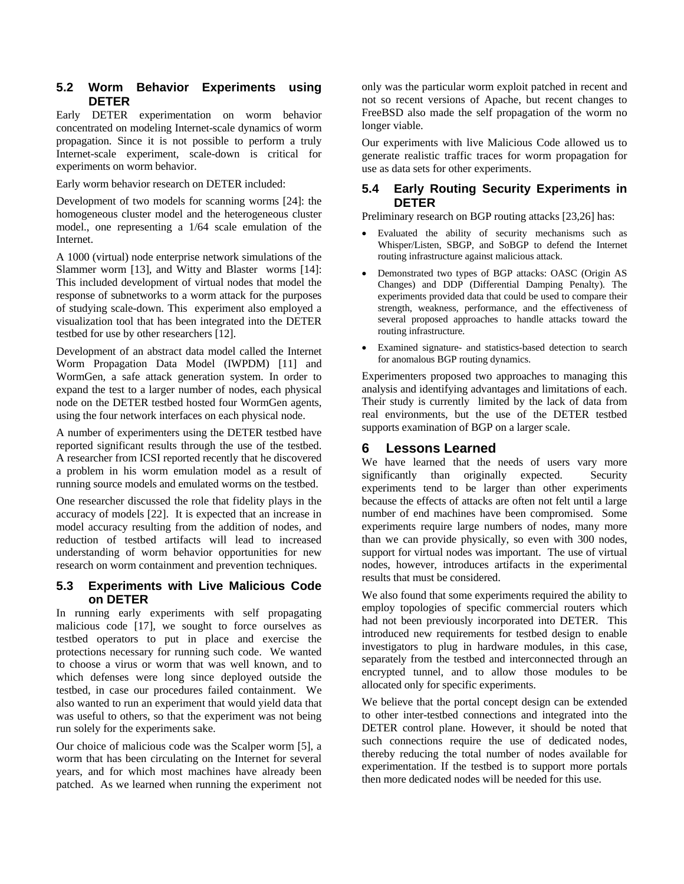### 5.2 Worm Behavior Experiments using DETER

Early DETER experimentation on worm behavior concentrated on modeling Internet-scale dynamics of worm propagation. Since it is not possible to perform a truly Internet-scale experiment, scale-down is critical for experiments on worm behavior.

Early worm behavior research on DETER included:

Development of two models for scanning worms [24]: the homogeneous cluster model and the heterogeneous cluster model., one representing a 1/64 scale emulation of the Internet.

A 1000 (virtual) node enterprise network simulations of the Slammer worm [13], and Witty and Blaster worms [14]: This included development of virtual nodes that model the response of subnetworks to a worm attack for the purposes of studying scale-down. This experiment also employed a visualization tool that has been integrated into the DETER testbed for use by other researchers [12].

Development of an abstract data model called the Internet Worm Propagation Data Model (IWPDM) [11] and WormGen, a safe attack generation system. In order to expand the test to a larger number of nodes, each physical node on the DETER testbed hosted four WormGen agents, using the four network interfaces on each physical node.

A number of experimenters using the DETER testbed have reported significant results through the use of the testbed. A researcher from ICSI reported recently that he discovered a problem in his worm emulation model as a result of running source models and emulated worms on the testbed.

One researcher discussed the role that fidelity plays in the accuracy of models [22]. It is expected that an increase in model accuracy resulting from the addition of nodes, and reduction of testbed artifacts will lead to increased understanding of worm behavior opportunities for new research on worm containment and prevention techniques.

### 5.3 Experiments with Live Malicious Code on DETER

In running early experiments with self propagating malicious code [17], we sought to force ourselves as testbed operators to put in place and exercise the protections necessary for running such code. We wanted to choose a virus or worm that was well known, and to which defenses were long since deployed outside the testbed, in case our procedures failed containment. We also wanted to run an experiment that would yield data that was useful to others, so that the experiment was not being run solely for the experiments sake.

Our choice of malicious code was the Scalper worm [5], a worm that has been circulating on the Internet for several years, and for which most machines have already been patched. As we learned when running the experiment not only was the particular worm exploit patched in recent and not so recent versions of Apache, but recent changes to FreeBSD also made the self propagation of the worm no longer viable.

Our experiments with live Malicious Code allowed us to generate realistic traffic traces for worm propagation for use as data sets for other experiments.

### 5.4 Early Routing Security Experiments in DETER

Preliminary research on BGP routing attacks [23,26] has:

- Evaluated the ability of security mechanisms such as Whisper/Listen, SBGP, and SoBGP to defend the Internet routing infrastructure against malicious attack.
- Demonstrated two types of BGP attacks: OASC (Origin AS Changes) and DDP (Differential Damping Penalty). The experiments provided data that could be used to compare their strength, weakness, performance, and the effectiveness of several proposed approaches to handle attacks toward the routing infrastructure.
- Examined signature- and statistics-based detection to search for anomalous BGP routing dynamics.

Experimenters proposed two approaches to managing this analysis and identifying advantages and limitations of each. Their study is currently limited by the lack of data from real environments, but the use of the DETER testbed supports examination of BGP on a larger scale.

## 6 Lessons Learned

We have learned that the needs of users vary more significantly than originally expected. Security experiments tend to be larger than other experiments because the effects of attacks are often not felt until a large number of end machines have been compromised. Some experiments require large numbers of nodes, many more than we can provide physically, so even with 300 nodes, support for virtual nodes was important. The use of virtual nodes, however, introduces artifacts in the experimental results that must be considered.

We also found that some experiments required the ability to employ topologies of specific commercial routers which had not been previously incorporated into DETER. This introduced new requirements for testbed design to enable investigators to plug in hardware modules, in this case, separately from the testbed and interconnected through an encrypted tunnel, and to allow those modules to be allocated only for specific experiments.

We believe that the portal concept design can be extended to other inter-testbed connections and integrated into the DETER control plane. However, it should be noted that such connections require the use of dedicated nodes, thereby reducing the total number of nodes available for experimentation. If the testbed is to support more portals then more dedicated nodes will be needed for this use.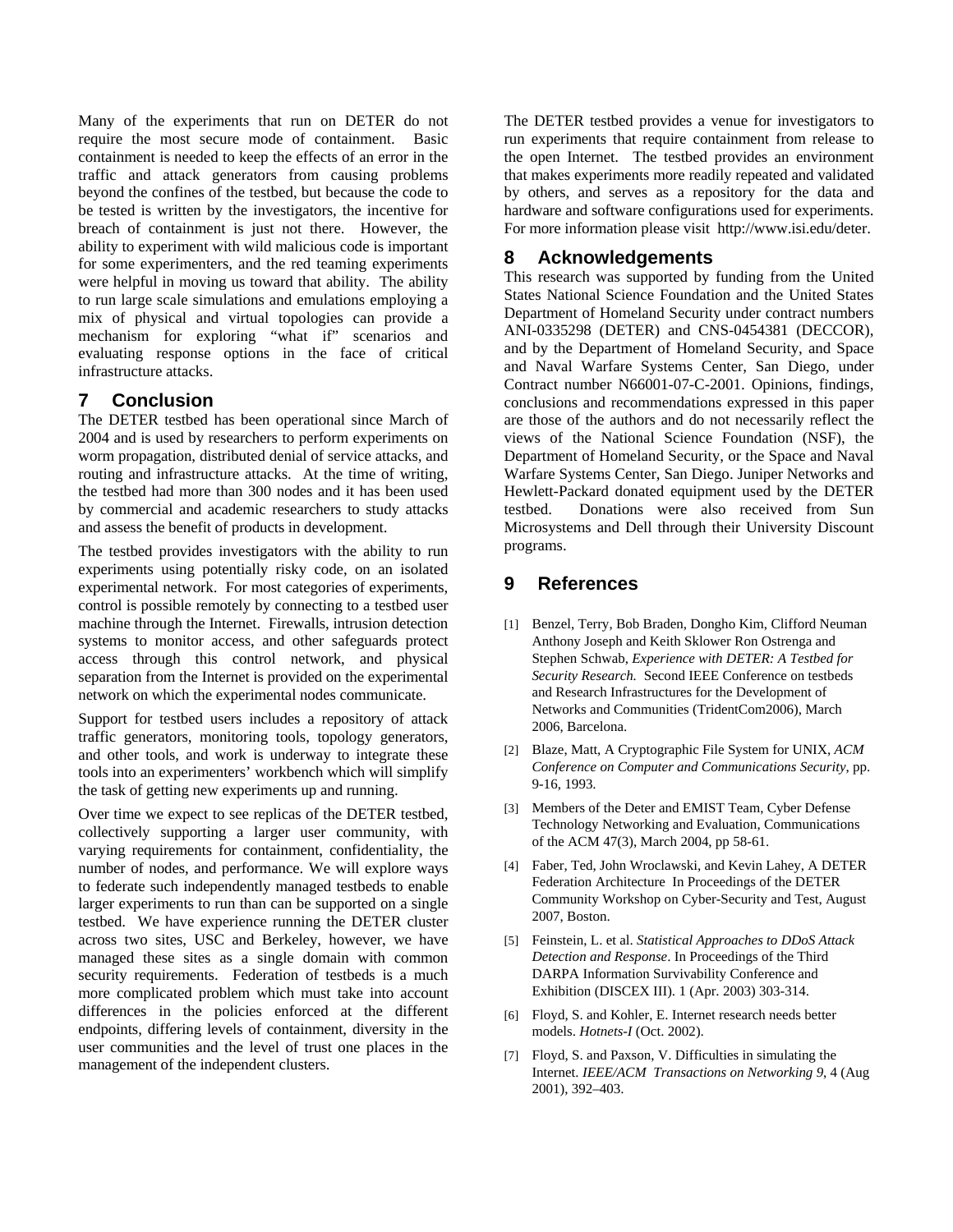Many of the experiments that run on DETER do not require the most secure mode of containment. Basic containment is needed to keep the effects of an error in the traffic and attack generators from causing problems beyond the confines of the testbed, but because the code to be tested is written by the investigators, the incentive for breach of containment is just not there. However, the ability to experiment with wild malicious code is important for some experimenters, and the red teaming experiments were helpful in moving us toward that ability. The ability to run large scale simulations and emulations employing a mix of physical and virtual topologies can provide a mechanism for exploring "what if" scenarios and evaluating response options in the face of critical infrastructure attacks.

## 7 Conclusion

The DETER testbed has been operational since March of 2004 and is used by researchers to perform experiments on worm propagation, distributed denial of service attacks, and routing and infrastructure attacks. At the time of writing, the testbed had more than 300 nodes and it has been used by commercial and academic researchers to study attacks and assess the benefit of products in development.

The testbed provides investigators with the ability to run experiments using potentially risky code, on an isolated experimental network. For most categories of experiments, control is possible remotely by connecting to a testbed user machine through the Internet. Firewalls, intrusion detection systems to monitor access, and other safeguards protect access through this control network, and physical separation from the Internet is provided on the experimental network on which the experimental nodes communicate.

Support for testbed users includes a repository of attack traffic generators, monitoring tools, topology generators, and other tools, and work is underway to integrate these tools into an experimenters' workbench which will simplify the task of getting new experiments up and running.

Over time we expect to see replicas of the DETER testbed, collectively supporting a larger user community, with varying requirements for containment, confidentiality, the number of nodes, and performance. We will explore ways to federate such independently managed testbeds to enable larger experiments to run than can be supported on a single testbed. We have experience running the DETER cluster across two sites, USC and Berkeley, however, we have managed these sites as a single domain with common security requirements. Federation of testbeds is a much more complicated problem which must take into account differences in the policies enforced at the different endpoints, differing levels of containment, diversity in the user communities and the level of trust one places in the management of the independent clusters.

The DETER testbed provides a venue for investigators to run experiments that require containment from release to the open Internet. The testbed provides an environment that makes experiments more readily repeated and validated by others, and serves as a repository for the data and hardware and software configurations used for experiments. For more information please visit http://www.isi.edu/deter.

## 8 Acknowledgements

This research was supported by funding from the United States National Science Foundation and the United States Department of Homeland Security under contract numbers ANI-0335298 (DETER) and CNS-0454381 (DECCOR), and by the Department of Homeland Security, and Space and Naval Warfare Systems Center, San Diego, under Contract number N66001-07-C-2001. Opinions, findings, conclusions and recommendations expressed in this paper are those of the authors and do not necessarily reflect the views of the National Science Foundation (NSF), the Department of Homeland Security, or the Space and Naval Warfare Systems Center, San Diego. Juniper Networks and Hewlett-Packard donated equipment used by the DETER testbed. Donations were also received from Sun Microsystems and Dell through their University Discount programs.

## 9 References

[1] Benzel, Terry, Bob Braden, Dongho Kim, Clifford Neuman Anthony Joseph and Keith Sklower Ron Ostrenga and Stephen Schwab, *Experience with DETER: A Testbed for Security Research.* Second IEEE Conference on testbeds and Research Infrastructures for the Development of Networks and Communities (TridentCom2006), March 2006, Barcelona.

[2] Blaze, Matt, A Cryptographic File System for UNIX, *ACM Conference on Computer and Communications Security*, pp. 9-16, 1993.

[3] Members of the Deter and EMIST Team, Cyber Defense Technology Networking and Evaluation, Communications of the ACM 47(3), March 2004, pp 58-61.

[4] Faber, Ted, John Wroclawski, and Kevin Lahey, A DETER Federation Architecture In Proceedings of the DETER Community Workshop on Cyber-Security and Test, August 2007, Boston.

[5] Feinstein, L. et al. *Statistical Approaches to DDoS Attack Detection and Response*. In Proceedings of the Third DARPA Information Survivability Conference and Exhibition (DISCEX III). 1 (Apr. 2003) 303-314.

[6] Floyd, S. and Kohler, E. Internet research needs better models. *Hotnets-I* (Oct. 2002).

[7] Floyd, S. and Paxson, V. Difficulties in simulating the Internet. *IEEE/ACM Transactions on Networking 9*, 4 (Aug 2001), 392–403.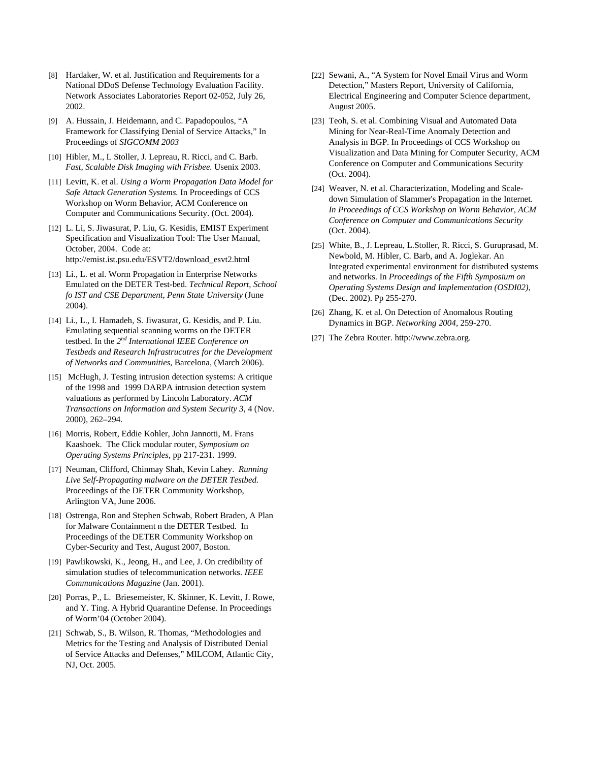[8] Hardaker, W. et al. Justification and Requirements for a National DDoS Defense Technology Evaluation Facility. Network Associates Laboratories Report 02-052, July 26, 2002.

[9] A. Hussain, J. Heidemann, and C. Papadopoulos, "A Framework for Classifying Denial of Service Attacks," In Proceedings of *SIGCOMM 2003*

[10] Hibler, M., L Stoller, J. Lepreau, R. Ricci, and C. Barb. *Fast, Scalable Disk Imaging with Frisbee.* Usenix 2003.

[11] Levitt, K. et al. *Using a Worm Propagation Data Model for Safe Attack Generation Systems.* In Proceedings of CCS Workshop on Worm Behavior, ACM Conference on Computer and Communications Security. (Oct. 2004).

[12] L. Li, S. Jiwasurat, P. Liu, G. Kesidis, EMIST Experiment Specification and Visualization Tool: The User Manual, October, 2004. Code at: http://emist.ist.psu.edu/ESVT2/download_esvt2.html

[13] Li., L. et al. Worm Propagation in Enterprise Networks Emulated on the DETER Test-bed. *Technical Report, School fo IST and CSE Department, Penn State University* (June 2004).

[14] Li., L., I. Hamadeh, S. Jiwasurat, G. Kesidis, and P. Liu. Emulating sequential scanning worms on the DETER testbed. In the *2nd International IEEE Conference on Testbeds and Research Infrastrucutres for the Development of Networks and Communities*, Barcelona, (March 2006).

[15] McHugh, J. Testing intrusion detection systems: A critique of the 1998 and 1999 DARPA intrusion detection system valuations as performed by Lincoln Laboratory. *ACM Transactions on Information and System Security 3,* 4 (Nov. 2000), 262–294.

[16] Morris, Robert, Eddie Kohler, John Jannotti, M. Frans Kaashoek. The Click modular router, *Symposium on Operating Systems Principles*, pp 217-231. 1999.

[17] Neuman, Clifford, Chinmay Shah, Kevin Lahey. *Running Live Self-Propagating malware on the DETER Testbed.* Proceedings of the DETER Community Workshop, Arlington VA, June 2006.

[18] Ostrenga, Ron and Stephen Schwab, Robert Braden, A Plan for Malware Containment n the DETER Testbed. In Proceedings of the DETER Community Workshop on Cyber-Security and Test, August 2007, Boston.

[19] Pawlikowski, K., Jeong, H., and Lee, J. On credibility of simulation studies of telecommunication networks. *IEEE Communications Magazine* (Jan. 2001).

[20] Porras, P., L. Briesemeister, K. Skinner, K. Levitt, J. Rowe, and Y. Ting. A Hybrid Quarantine Defense. In Proceedings of Worm'04 (October 2004).

[21] Schwab, S., B. Wilson, R. Thomas, "Methodologies and Metrics for the Testing and Analysis of Distributed Denial of Service Attacks and Defenses," MILCOM, Atlantic City, NJ, Oct. 2005.

[22] Sewani, A., "A System for Novel Email Virus and Worm Detection," Masters Report, University of California, Electrical Engineering and Computer Science department, August 2005.

[23] Teoh, S. et al. Combining Visual and Automated Data Mining for Near-Real-Time Anomaly Detection and Analysis in BGP. In Proceedings of CCS Workshop on Visualization and Data Mining for Computer Security, ACM Conference on Computer and Communications Security (Oct. 2004).

[24] Weaver, N. et al. Characterization, Modeling and Scale-down Simulation of Slammer's Propagation in the Internet. *In Proceedings of CCS Workshop on Worm Behavior, ACM Conference on Computer and Communications Security* (Oct. 2004).

[25] White, B., J. Lepreau, L.Stoller, R. Ricci, S. Guruprasad, M. Newbold, M. Hibler, C. Barb, and A. Joglekar. An Integrated experimental environment for distributed systems and networks. In *Proceedings of the Fifth Symposium on Operating Systems Design and Implementation (OSDI02)*, (Dec. 2002). Pp 255-270.

[26] Zhang, K. et al. On Detection of Anomalous Routing Dynamics in BGP. *Networking 2004*, 259-270.

[27] The Zebra Router. http://www.zebra.org.